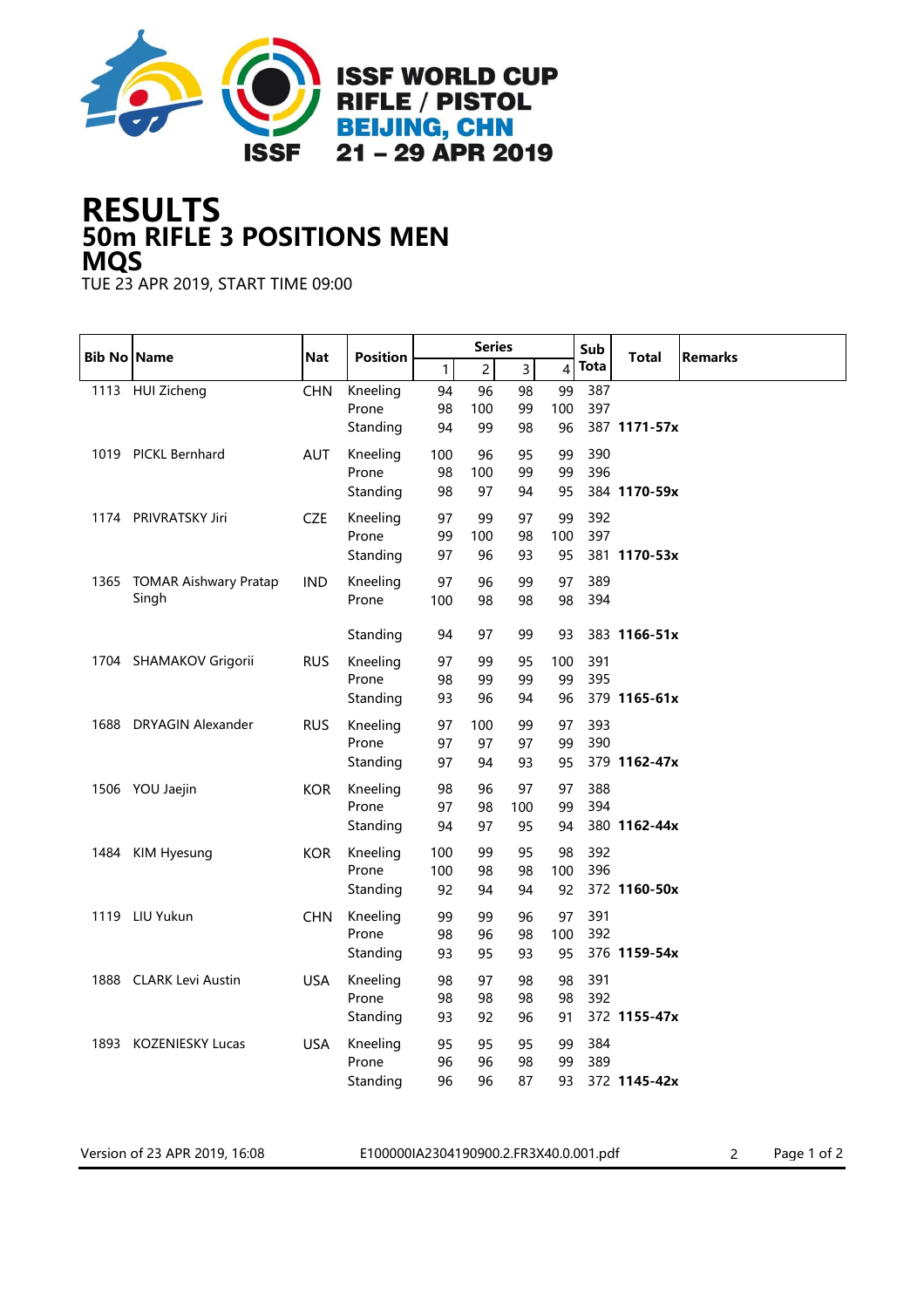# ISSF WORLD CUP RIFLE / PISTOL

## BEIJING, CHN

## 21 – 29 APR 2019

# RESULTS

## 50m RIFLE 3 POSITIONS MEN

## MQS

TUE 23 APR 2019, START TIME 09:00

| Bib No | Name | Nat | Position | Series 1 | 2 | 3 | 4 | Sub Tota | Total | Remarks |
|---|---|---|---|---|---|---|---|---|---|---|
| 1113 | HUI Zicheng | CHN | Kneeling | 94 | 96 | 98 | 99 | 387 | | |
| | | | Prone | 98 | 100 | 99 | 100 | 397 | | |
| | | | Standing | 94 | 99 | 98 | 96 | 387 | **1171-57x** | |
| 1019 | PICKL Bernhard | AUT | Kneeling | 100 | 96 | 95 | 99 | 390 | | |
| | | | Prone | 98 | 100 | 99 | 99 | 396 | | |
| | | | Standing | 98 | 97 | 94 | 95 | 384 | **1170-59x** | |
| 1174 | PRIVRATSKY Jiri | CZE | Kneeling | 97 | 99 | 97 | 99 | 392 | | |
| | | | Prone | 99 | 100 | 98 | 100 | 397 | | |
| | | | Standing | 97 | 96 | 93 | 95 | 381 | **1170-53x** | |
| 1365 | TOMAR Aishwary Pratap Singh | IND | Kneeling | 97 | 96 | 99 | 97 | 389 | | |
| | | | Prone | 100 | 98 | 98 | 98 | 394 | | |
| | | | Standing | 94 | 97 | 99 | 93 | 383 | **1166-51x** | |
| 1704 | SHAMAKOV Grigorii | RUS | Kneeling | 97 | 99 | 95 | 100 | 391 | | |
| | | | Prone | 98 | 99 | 99 | 99 | 395 | | |
| | | | Standing | 93 | 96 | 94 | 96 | 379 | **1165-61x** | |
| 1688 | DRYAGIN Alexander | RUS | Kneeling | 97 | 100 | 99 | 97 | 393 | | |
| | | | Prone | 97 | 97 | 97 | 99 | 390 | | |
| | | | Standing | 97 | 94 | 93 | 95 | 379 | **1162-47x** | |
| 1506 | YOU Jaejin | KOR | Kneeling | 98 | 96 | 97 | 97 | 388 | | |
| | | | Prone | 97 | 98 | 100 | 99 | 394 | | |
| | | | Standing | 94 | 97 | 95 | 94 | 380 | **1162-44x** | |
| 1484 | KIM Hyesung | KOR | Kneeling | 100 | 99 | 95 | 98 | 392 | | |
| | | | Prone | 100 | 98 | 98 | 100 | 396 | | |
| | | | Standing | 92 | 94 | 94 | 92 | 372 | **1160-50x** | |
| 1119 | LIU Yukun | CHN | Kneeling | 99 | 99 | 96 | 97 | 391 | | |
| | | | Prone | 98 | 96 | 98 | 100 | 392 | | |
| | | | Standing | 93 | 95 | 93 | 95 | 376 | **1159-54x** | |
| 1888 | CLARK Levi Austin | USA | Kneeling | 98 | 97 | 98 | 98 | 391 | | |
| | | | Prone | 98 | 98 | 98 | 98 | 392 | | |
| | | | Standing | 93 | 92 | 96 | 91 | 372 | **1155-47x** | |
| 1893 | KOZENIESKY Lucas | USA | Kneeling | 95 | 95 | 95 | 99 | 384 | | |
| | | | Prone | 96 | 96 | 98 | 99 | 389 | | |
| | | | Standing | 96 | 96 | 87 | 93 | 372 | **1145-42x** | |

Version of 23 APR 2019, 16:08 E100000IA2304190900.2.FR3X40.0.001.pdf 2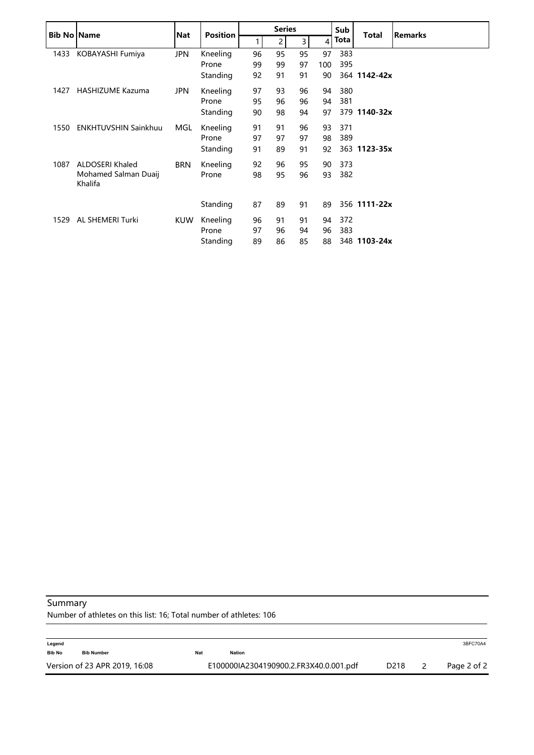| Bib No | Name | Nat | Position | Series 1 | 2 | 3 | 4 | Sub Tota | Total | Remarks |
|---|---|---|---|---|---|---|---|---|---|---|
| 1433 | KOBAYASHI Fumiya | JPN | Kneeling | 96 | 95 | 95 | 97 | 383 | | |
| | | | Prone | 99 | 99 | 97 | 100 | 395 | | |
| | | | Standing | 92 | 91 | 91 | 90 | 364 | **1142-42x** | |
| 1427 | HASHIZUME Kazuma | JPN | Kneeling | 97 | 93 | 96 | 94 | 380 | | |
| | | | Prone | 95 | 96 | 96 | 94 | 381 | | |
| | | | Standing | 90 | 98 | 94 | 97 | 379 | **1140-32x** | |
| 1550 | ENKHTUVSHIN Sainkhuu | MGL | Kneeling | 91 | 91 | 96 | 93 | 371 | | |
| | | | Prone | 97 | 97 | 97 | 98 | 389 | | |
| | | | Standing | 91 | 89 | 91 | 92 | 363 | **1123-35x** | |
| 1087 | ALDOSERI Khaled Mohamed Salman Duaij Khalifa | BRN | Kneeling | 92 | 96 | 95 | 90 | 373 | | |
| | | | Prone | 98 | 95 | 96 | 93 | 382 | | |
| | | | Standing | 87 | 89 | 91 | 89 | 356 | **1111-22x** | |
| 1529 | AL SHEMERI Turki | KUW | Kneeling | 96 | 91 | 91 | 94 | 372 | | |
| | | | Prone | 97 | 96 | 94 | 96 | 383 | | |
| | | | Standing | 89 | 86 | 85 | 88 | 348 | **1103-24x** | |

Summary

Number of athletes on this list: 16; Total number of athletes: 106

**Legend**

**Bib No** Bib Number **Nat** Nation

Version of 23 APR 2019, 16:08 E100000IA2304190900.2.FR3X40.0.001.pdf D218 2